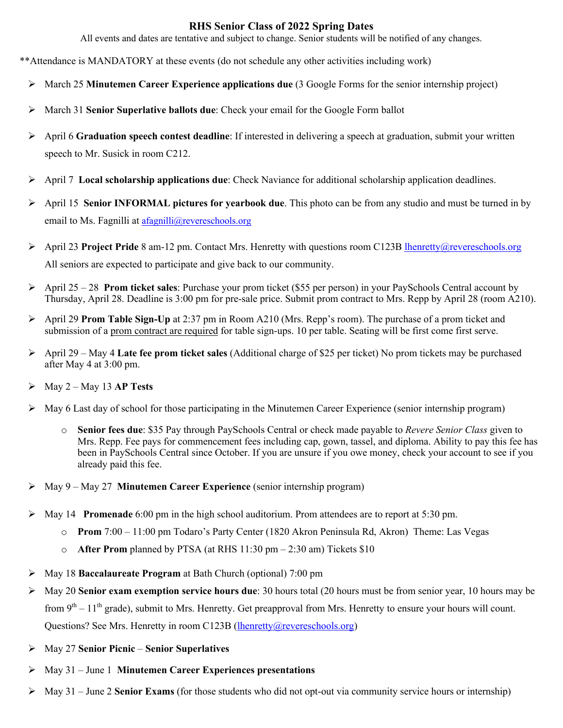# RHS Senior Class of 2022 Spring Dates

All events and dates are tentative and subject to change. Senior students will be notified of any changes.

**Attendance is MANDATORY at these events (do not schedule any other activities including work)

- March 25 **Minutemen Career Experience applications due** (3 Google Forms for the senior internship project)
- March 31 **Senior Superlative ballots due**: Check your email for the Google Form ballot
- April 6 **Graduation speech contest deadline**: If interested in delivering a speech at graduation, submit your written speech to Mr. Susick in room C212.
- April 7 **Local scholarship applications due**: Check Naviance for additional scholarship application deadlines.
- April 15 **Senior INFORMAL pictures for yearbook due**. This photo can be from any studio and must be turned in by email to Ms. Fagnilli at afagnilli@revereschools.org
- April 23 **Project Pride** 8 am-12 pm. Contact Mrs. Henretty with questions room C123B lhenretty@revereschools.org All seniors are expected to participate and give back to our community.
- April 25 – 28 **Prom ticket sales**: Purchase your prom ticket ($55 per person) in your PaySchools Central account by Thursday, April 28. Deadline is 3:00 pm for pre-sale price. Submit prom contract to Mrs. Repp by April 28 (room A210).
- April 29 **Prom Table Sign-Up** at 2:37 pm in Room A210 (Mrs. Repp's room). The purchase of a prom ticket and submission of a prom contract are required for table sign-ups. 10 per table. Seating will be first come first serve.
- April 29 – May 4 **Late fee prom ticket sales** (Additional charge of $25 per ticket) No prom tickets may be purchased after May 4 at 3:00 pm.
- May 2 – May 13 **AP Tests**
- May 6 Last day of school for those participating in the Minutemen Career Experience (senior internship program)
  - **Senior fees due**: $35 Pay through PaySchools Central or check made payable to *Revere Senior Class* given to Mrs. Repp. Fee pays for commencement fees including cap, gown, tassel, and diploma. Ability to pay this fee has been in PaySchools Central since October. If you are unsure if you owe money, check your account to see if you already paid this fee.
- May 9 – May 27 **Minutemen Career Experience** (senior internship program)
- May 14 **Promenade** 6:00 pm in the high school auditorium. Prom attendees are to report at 5:30 pm.
  - **Prom** 7:00 – 11:00 pm Todaro's Party Center (1820 Akron Peninsula Rd, Akron) Theme: Las Vegas
  - **After Prom** planned by PTSA (at RHS 11:30 pm – 2:30 am) Tickets $10
- May 18 **Baccalaureate Program** at Bath Church (optional) 7:00 pm
- May 20 **Senior exam exemption service hours due**: 30 hours total (20 hours must be from senior year, 10 hours may be from 9th – 11th grade), submit to Mrs. Henretty. Get preapproval from Mrs. Henretty to ensure your hours will count. Questions? See Mrs. Henretty in room C123B (lhenretty@revereschools.org)
- May 27 **Senior Picnic** – **Senior Superlatives**
- May 31 – June 1 **Minutemen Career Experiences presentations**
- May 31 – June 2 **Senior Exams** (for those students who did not opt-out via community service hours or internship)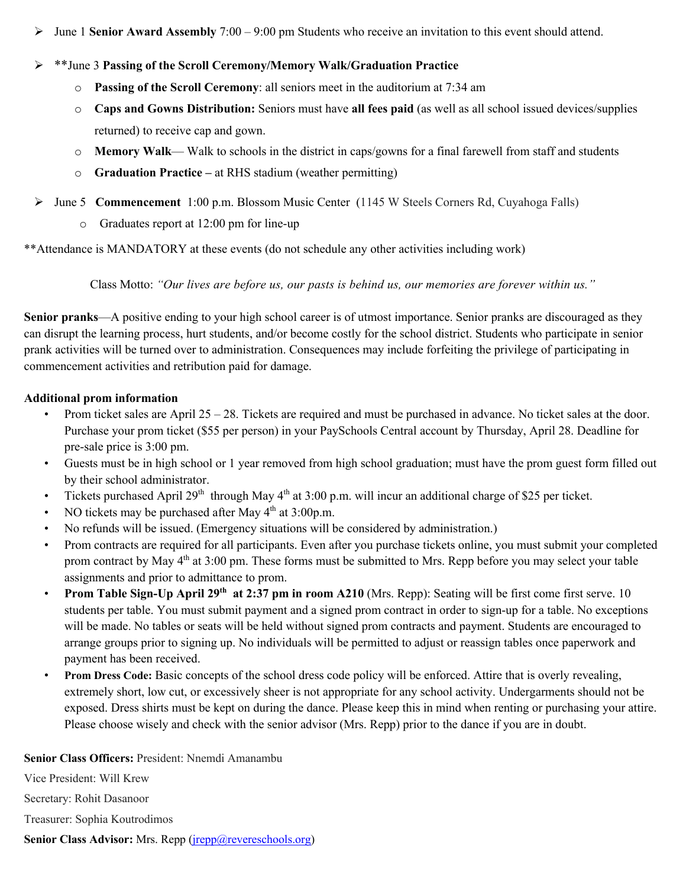- June 1 **Senior Award Assembly** 7:00 – 9:00 pm Students who receive an invitation to this event should attend.
- **June 3 **Passing of the Scroll Ceremony/Memory Walk/Graduation Practice**
  - **Passing of the Scroll Ceremony**: all seniors meet in the auditorium at 7:34 am
  - **Caps and Gowns Distribution:** Seniors must have **all fees paid** (as well as all school issued devices/supplies returned) to receive cap and gown.
  - **Memory Walk**— Walk to schools in the district in caps/gowns for a final farewell from staff and students
  - **Graduation Practice –** at RHS stadium (weather permitting)
- June 5 **Commencement** 1:00 p.m. Blossom Music Center (1145 W Steels Corners Rd, Cuyahoga Falls)
  - Graduates report at 12:00 pm for line-up

**Attendance is MANDATORY at these events (do not schedule any other activities including work)

Class Motto: *"Our lives are before us, our pasts is behind us, our memories are forever within us."*

**Senior pranks**—A positive ending to your high school career is of utmost importance. Senior pranks are discouraged as they can disrupt the learning process, hurt students, and/or become costly for the school district. Students who participate in senior prank activities will be turned over to administration. Consequences may include forfeiting the privilege of participating in commencement activities and retribution paid for damage.

**Additional prom information**

- Prom ticket sales are April 25 – 28. Tickets are required and must be purchased in advance. No ticket sales at the door. Purchase your prom ticket ($55 per person) in your PaySchools Central account by Thursday, April 28. Deadline for pre-sale price is 3:00 pm.
- Guests must be in high school or 1 year removed from high school graduation; must have the prom guest form filled out by their school administrator.
- Tickets purchased April 29th through May 4th at 3:00 p.m. will incur an additional charge of $25 per ticket.
- NO tickets may be purchased after May 4th at 3:00p.m.
- No refunds will be issued. (Emergency situations will be considered by administration.)
- Prom contracts are required for all participants. Even after you purchase tickets online, you must submit your completed prom contract by May 4th at 3:00 pm. These forms must be submitted to Mrs. Repp before you may select your table assignments and prior to admittance to prom.
- **Prom Table Sign-Up April 29th at 2:37 pm in room A210** (Mrs. Repp): Seating will be first come first serve. 10 students per table. You must submit payment and a signed prom contract in order to sign-up for a table. No exceptions will be made. No tables or seats will be held without signed prom contracts and payment. Students are encouraged to arrange groups prior to signing up. No individuals will be permitted to adjust or reassign tables once paperwork and payment has been received.
- **Prom Dress Code:** Basic concepts of the school dress code policy will be enforced. Attire that is overly revealing, extremely short, low cut, or excessively sheer is not appropriate for any school activity. Undergarments should not be exposed. Dress shirts must be kept on during the dance. Please keep this in mind when renting or purchasing your attire. Please choose wisely and check with the senior advisor (Mrs. Repp) prior to the dance if you are in doubt.

**Senior Class Officers:** President: Nnemdi Amanambu

Vice President: Will Krew

Secretary: Rohit Dasanoor

Treasurer: Sophia Koutrodimos

**Senior Class Advisor:** Mrs. Repp (jrepp@revereschools.org)